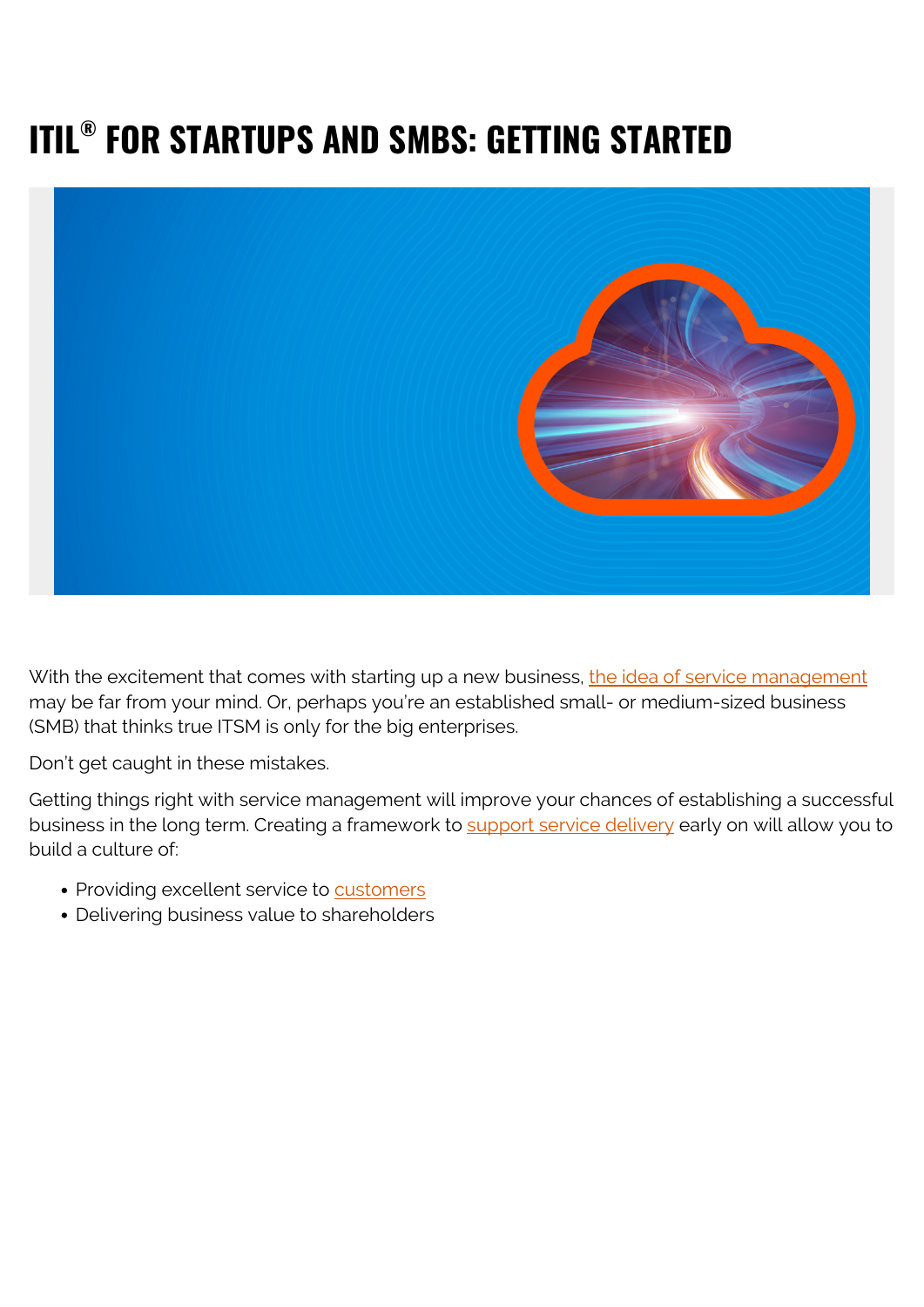# ITIL® FOR STARTUPS AND SMBS: GETTING STARTED

With the excitement that comes with starting up a new business, the idea of service management may be far from your mind. Or, perhaps you're an established small- or medium-sized business (SMB) that thinks true ITSM is only for the big enterprises.

Don't get caught in these mistakes.

Getting things right with service management will improve your chances of establishing a successful business in the long term. Creating a framework to support service delivery early on will allow you to build a culture of:

- Providing excellent service to customers
- Delivering business value to shareholders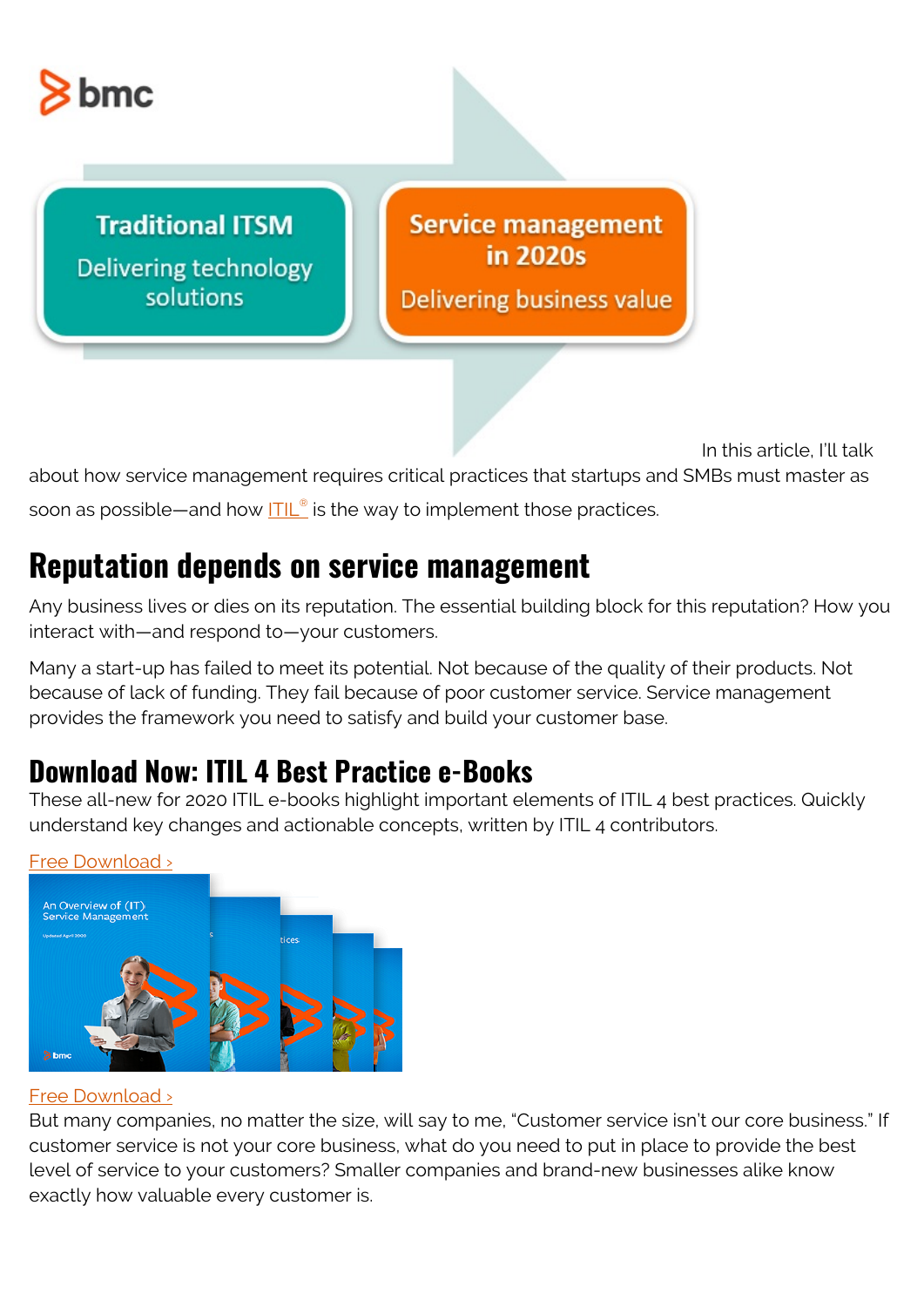Traditional ITSM

Delivering technology solutions

Service management in 2020s

Delivering business value

In this article, I'll talk about how service management requires critical practices that startups and SMBs must master as soon as possible—and how ITIL® is the way to implement those practices.

## Reputation depends on service management

Any business lives or dies on its reputation. The essential building block for this reputation? How you interact with—and respond to—your customers.

Many a start-up has failed to meet its potential. Not because of the quality of their products. Not because of lack of funding. They fail because of poor customer service. Service management provides the framework you need to satisfy and build your customer base.

## Download Now: ITIL 4 Best Practice e-Books

These all-new for 2020 ITIL e-books highlight important elements of ITIL 4 best practices. Quickly understand key changes and actionable concepts, written by ITIL 4 contributors.

Free Download ›

Free Download ›

But many companies, no matter the size, will say to me, "Customer service isn't our core business." If customer service is not your core business, what do you need to put in place to provide the best level of service to your customers? Smaller companies and brand-new businesses alike know exactly how valuable every customer is.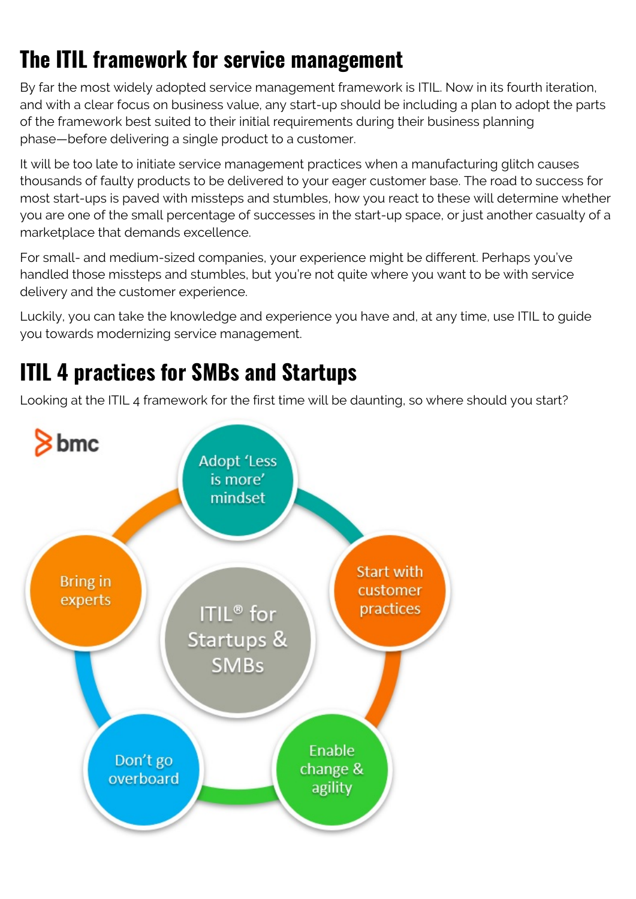## The ITIL framework for service management

By far the most widely adopted service management framework is ITIL. Now in its fourth iteration, and with a clear focus on business value, any start-up should be including a plan to adopt the parts of the framework best suited to their initial requirements during their business planning phase—before delivering a single product to a customer.

It will be too late to initiate service management practices when a manufacturing glitch causes thousands of faulty products to be delivered to your eager customer base. The road to success for most start-ups is paved with missteps and stumbles, how you react to these will determine whether you are one of the small percentage of successes in the start-up space, or just another casualty of a marketplace that demands excellence.

For small- and medium-sized companies, your experience might be different. Perhaps you've handled those missteps and stumbles, but you're not quite where you want to be with service delivery and the customer experience.

Luckily, you can take the knowledge and experience you have and, at any time, use ITIL to guide you towards modernizing service management.

## ITIL 4 practices for SMBs and Startups

Looking at the ITIL 4 framework for the first time will be daunting, so where should you start?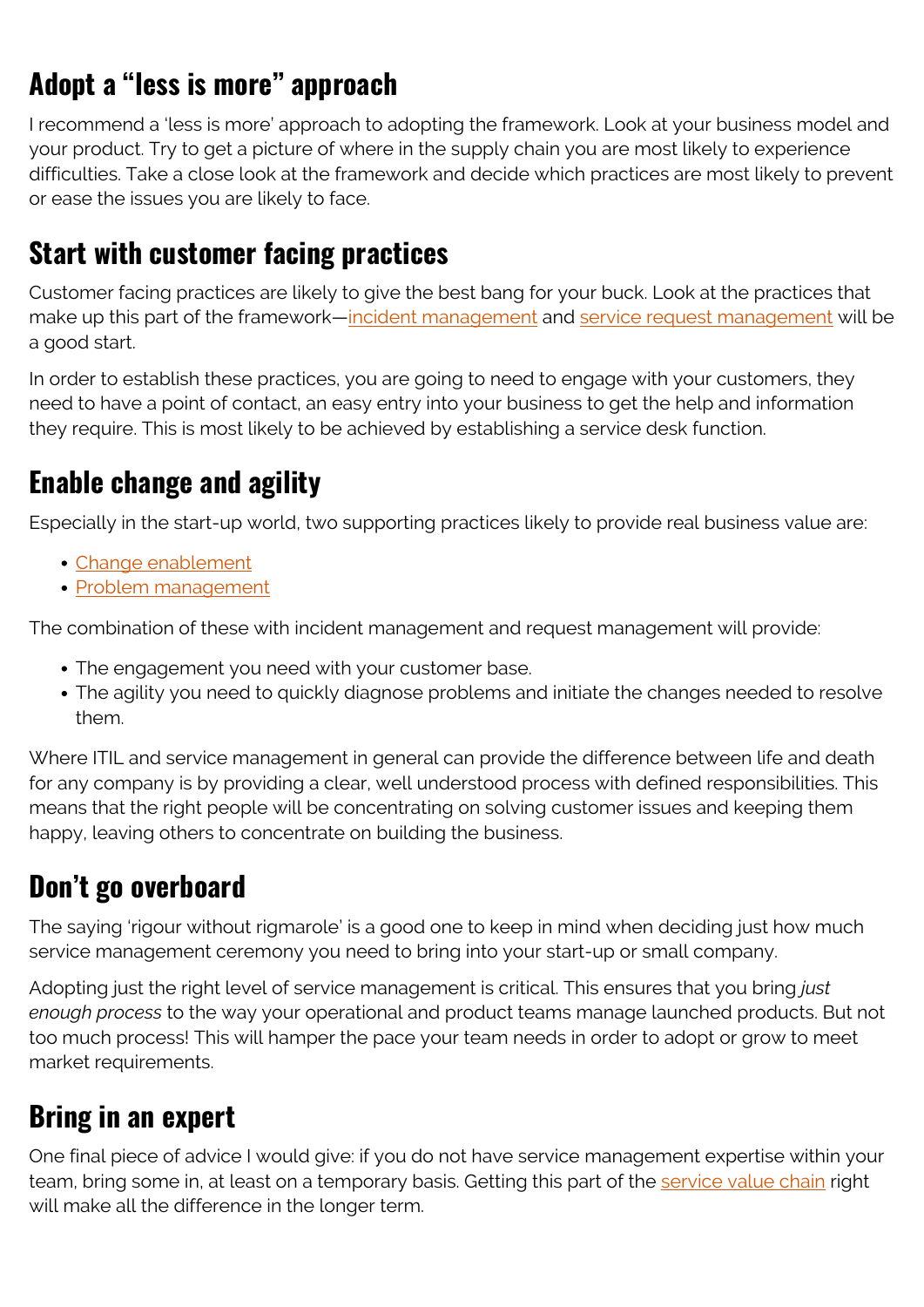## Adopt a "less is more" approach

I recommend a 'less is more' approach to adopting the framework. Look at your business model and your product. Try to get a picture of where in the supply chain you are most likely to experience difficulties. Take a close look at the framework and decide which practices are most likely to prevent or ease the issues you are likely to face.

## Start with customer facing practices

Customer facing practices are likely to give the best bang for your buck. Look at the practices that make up this part of the framework—incident management and service request management will be a good start.

In order to establish these practices, you are going to need to engage with your customers, they need to have a point of contact, an easy entry into your business to get the help and information they require. This is most likely to be achieved by establishing a service desk function.

## Enable change and agility

Especially in the start-up world, two supporting practices likely to provide real business value are:

- Change enablement
- Problem management

The combination of these with incident management and request management will provide:

- The engagement you need with your customer base.
- The agility you need to quickly diagnose problems and initiate the changes needed to resolve them.

Where ITIL and service management in general can provide the difference between life and death for any company is by providing a clear, well understood process with defined responsibilities. This means that the right people will be concentrating on solving customer issues and keeping them happy, leaving others to concentrate on building the business.

## Don't go overboard

The saying 'rigour without rigmarole' is a good one to keep in mind when deciding just how much service management ceremony you need to bring into your start-up or small company.

Adopting just the right level of service management is critical. This ensures that you bring *just enough process* to the way your operational and product teams manage launched products. But not too much process! This will hamper the pace your team needs in order to adopt or grow to meet market requirements.

## Bring in an expert

One final piece of advice I would give: if you do not have service management expertise within your team, bring some in, at least on a temporary basis. Getting this part of the service value chain right will make all the difference in the longer term.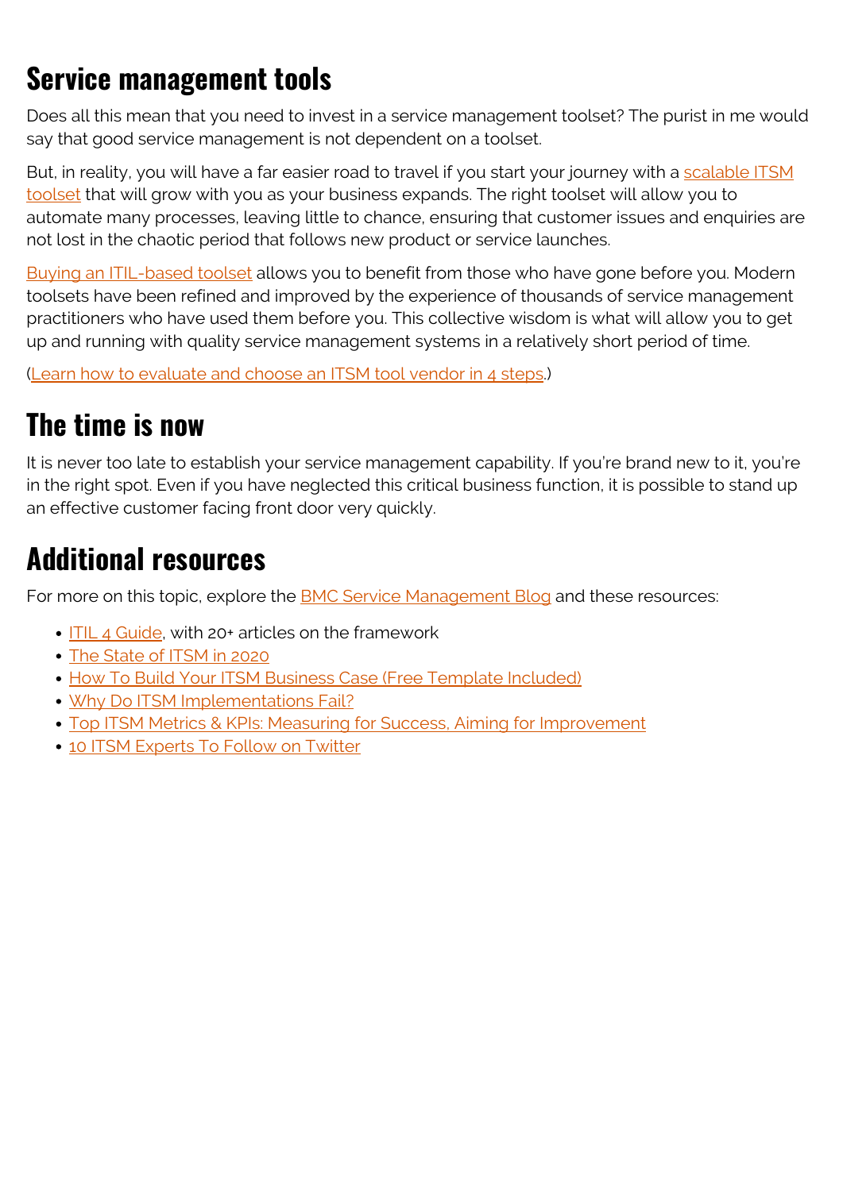## Service management tools

Does all this mean that you need to invest in a service management toolset? The purist in me would say that good service management is not dependent on a toolset.

But, in reality, you will have a far easier road to travel if you start your journey with a scalable ITSM toolset that will grow with you as your business expands. The right toolset will allow you to automate many processes, leaving little to chance, ensuring that customer issues and enquiries are not lost in the chaotic period that follows new product or service launches.

Buying an ITIL-based toolset allows you to benefit from those who have gone before you. Modern toolsets have been refined and improved by the experience of thousands of service management practitioners who have used them before you. This collective wisdom is what will allow you to get up and running with quality service management systems in a relatively short period of time.

(Learn how to evaluate and choose an ITSM tool vendor in 4 steps.)

## The time is now

It is never too late to establish your service management capability. If you're brand new to it, you're in the right spot. Even if you have neglected this critical business function, it is possible to stand up an effective customer facing front door very quickly.

## Additional resources

For more on this topic, explore the BMC Service Management Blog and these resources:

- ITIL 4 Guide, with 20+ articles on the framework
- The State of ITSM in 2020
- How To Build Your ITSM Business Case (Free Template Included)
- Why Do ITSM Implementations Fail?
- Top ITSM Metrics & KPIs: Measuring for Success, Aiming for Improvement
- 10 ITSM Experts To Follow on Twitter